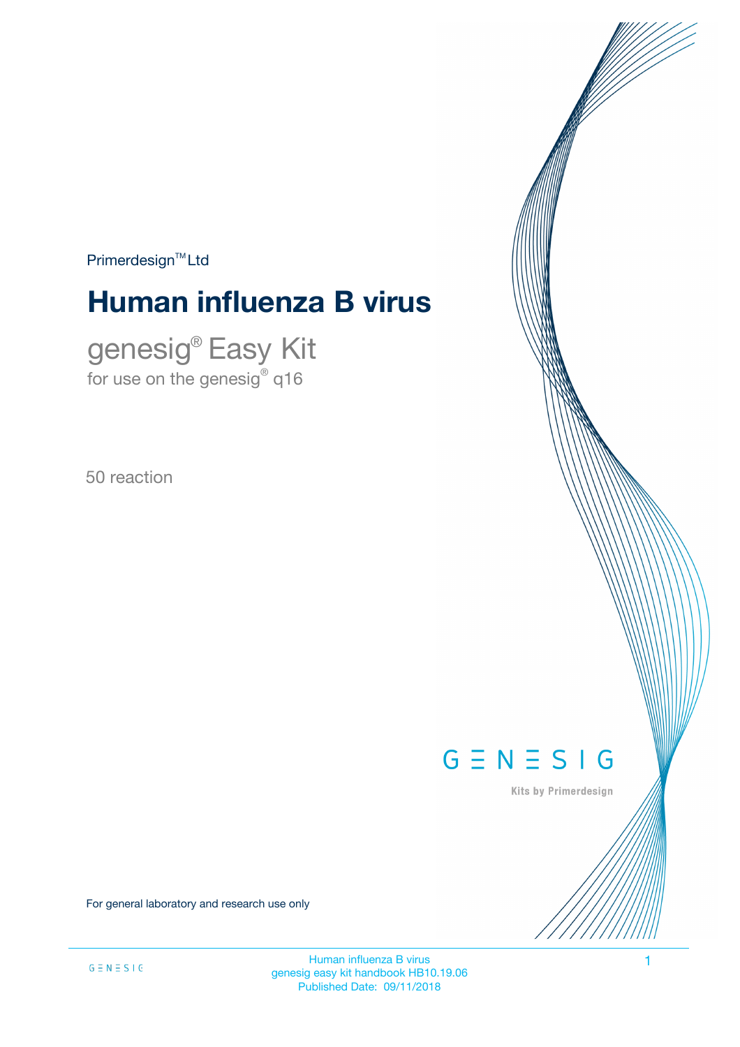Primerdesign™ Ltd

# Human influenza B virus

## genesig® Easy Kit

for use on the genesig® q16

50 reaction

GENESIG

Kits by Primerdesign

For general laboratory and research use only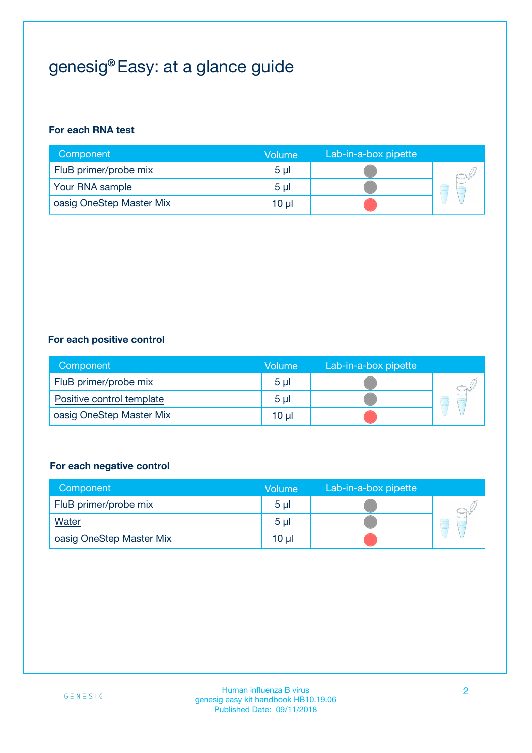# genesig® Easy: at a glance guide

**For each RNA test**

| Component | Volume | Lab-in-a-box pipette |
|---|---|---|
| FluB primer/probe mix | 5 µl | |
| Your RNA sample | 5 µl | |
| oasig OneStep Master Mix | 10 µl | |

**For each positive control**

| Component | Volume | Lab-in-a-box pipette |
|---|---|---|
| FluB primer/probe mix | 5 µl | |
| Positive control template | 5 µl | |
| oasig OneStep Master Mix | 10 µl | |

**For each negative control**

| Component | Volume | Lab-in-a-box pipette |
|---|---|---|
| FluB primer/probe mix | 5 µl | |
| Water | 5 µl | |
| oasig OneStep Master Mix | 10 µl | |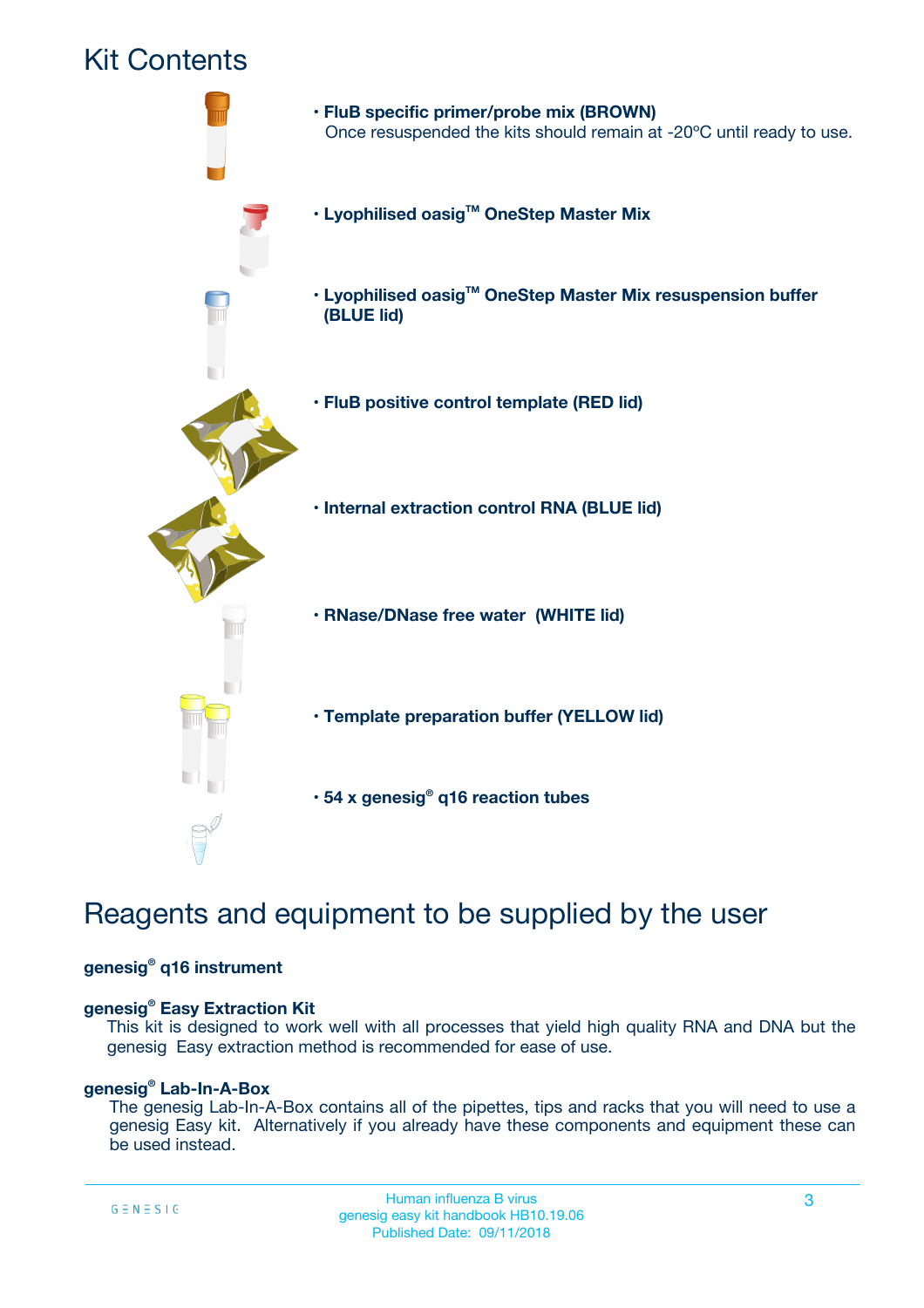# Kit Contents

- **FluB specific primer/probe mix (BROWN)**
  Once resuspended the kits should remain at -20ºC until ready to use.
- **Lyophilised oasig™ OneStep Master Mix**
- **Lyophilised oasig™ OneStep Master Mix resuspension buffer (BLUE lid)**
- **FluB positive control template (RED lid)**
- **Internal extraction control RNA (BLUE lid)**
- **RNase/DNase free water (WHITE lid)**
- **Template preparation buffer (YELLOW lid)**
- **54 x genesig® q16 reaction tubes**

# Reagents and equipment to be supplied by the user

**genesig® q16 instrument**

**genesig® Easy Extraction Kit**

This kit is designed to work well with all processes that yield high quality RNA and DNA but the genesig Easy extraction method is recommended for ease of use.

**genesig® Lab-In-A-Box**

The genesig Lab-In-A-Box contains all of the pipettes, tips and racks that you will need to use a genesig Easy kit. Alternatively if you already have these components and equipment these can be used instead.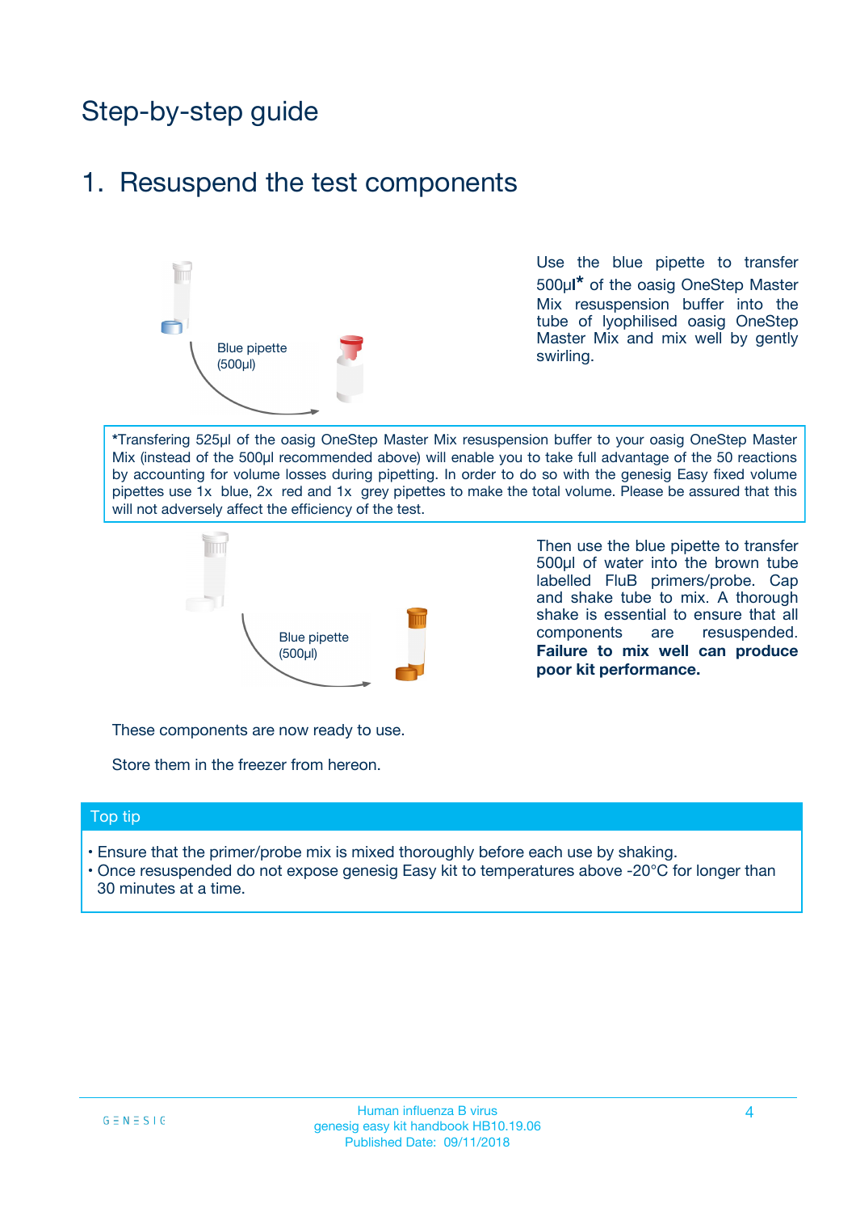# Step-by-step guide

## 1. Resuspend the test components

Blue pipette (500µl)

Use the blue pipette to transfer 500µl* of the oasig OneStep Master Mix resuspension buffer into the tube of lyophilised oasig OneStep Master Mix and mix well by gently swirling.

*Transfering 525µl of the oasig OneStep Master Mix resuspension buffer to your oasig OneStep Master Mix (instead of the 500µl recommended above) will enable you to take full advantage of the 50 reactions by accounting for volume losses during pipetting. In order to do so with the genesig Easy fixed volume pipettes use 1x blue, 2x red and 1x grey pipettes to make the total volume. Please be assured that this will not adversely affect the efficiency of the test.

Blue pipette (500µl)

Then use the blue pipette to transfer 500µl of water into the brown tube labelled FluB primers/probe. Cap and shake tube to mix. A thorough shake is essential to ensure that all components are resuspended. **Failure to mix well can produce poor kit performance.**

These components are now ready to use.

Store them in the freezer from hereon.

### Top tip

- Ensure that the primer/probe mix is mixed thoroughly before each use by shaking.
- Once resuspended do not expose genesig Easy kit to temperatures above -20°C for longer than 30 minutes at a time.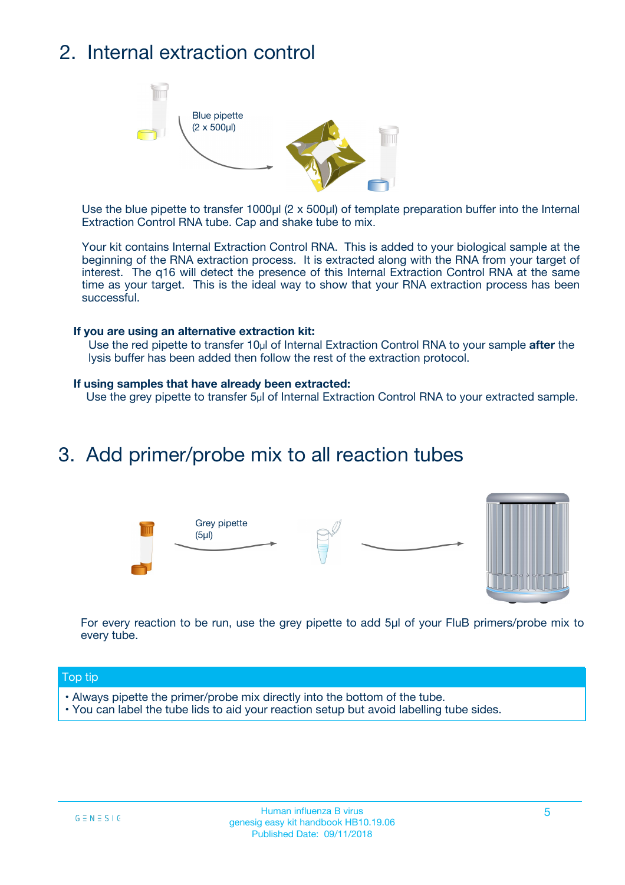## 2. Internal extraction control

Blue pipette
(2 x 500µl)

Use the blue pipette to transfer 1000µl (2 x 500µl) of template preparation buffer into the Internal Extraction Control RNA tube. Cap and shake tube to mix.

Your kit contains Internal Extraction Control RNA. This is added to your biological sample at the beginning of the RNA extraction process. It is extracted along with the RNA from your target of interest. The q16 will detect the presence of this Internal Extraction Control RNA at the same time as your target. This is the ideal way to show that your RNA extraction process has been successful.

**If you are using an alternative extraction kit:**

Use the red pipette to transfer 10µl of Internal Extraction Control RNA to your sample **after** the lysis buffer has been added then follow the rest of the extraction protocol.

**If using samples that have already been extracted:**

Use the grey pipette to transfer 5µl of Internal Extraction Control RNA to your extracted sample.

## 3. Add primer/probe mix to all reaction tubes

Grey pipette
(5µl)

For every reaction to be run, use the grey pipette to add 5µl of your FluB primers/probe mix to every tube.

**Top tip**

- Always pipette the primer/probe mix directly into the bottom of the tube.
- You can label the tube lids to aid your reaction setup but avoid labelling tube sides.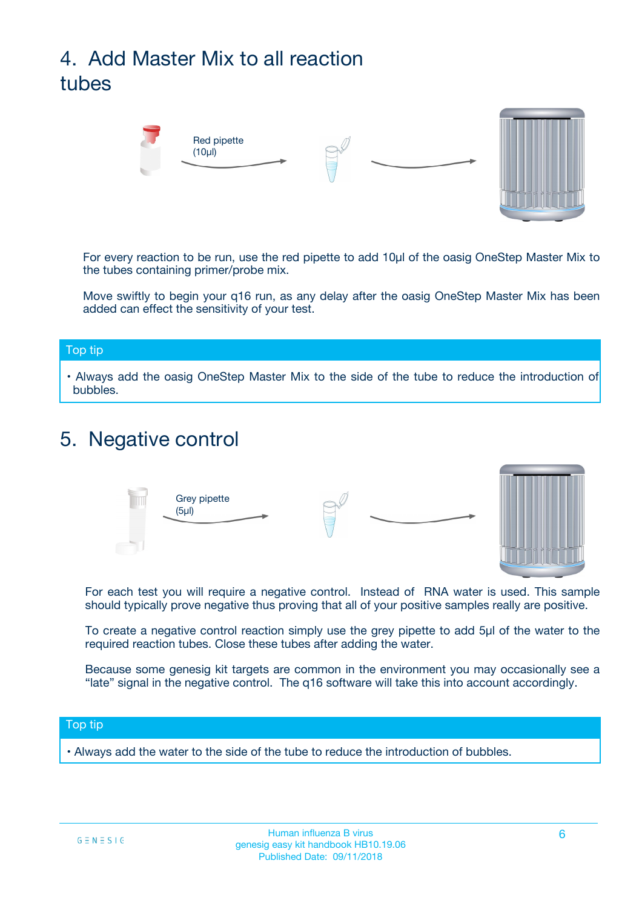## 4. Add Master Mix to all reaction tubes

Red pipette (10µl)

For every reaction to be run, use the red pipette to add 10µl of the oasig OneStep Master Mix to the tubes containing primer/probe mix.

Move swiftly to begin your q16 run, as any delay after the oasig OneStep Master Mix has been added can effect the sensitivity of your test.

**Top tip**

- Always add the oasig OneStep Master Mix to the side of the tube to reduce the introduction of bubbles.

## 5. Negative control

Grey pipette (5µl)

For each test you will require a negative control. Instead of RNA water is used. This sample should typically prove negative thus proving that all of your positive samples really are positive.

To create a negative control reaction simply use the grey pipette to add 5µl of the water to the required reaction tubes. Close these tubes after adding the water.

Because some genesig kit targets are common in the environment you may occasionally see a "late" signal in the negative control. The q16 software will take this into account accordingly.

**Top tip**

- Always add the water to the side of the tube to reduce the introduction of bubbles.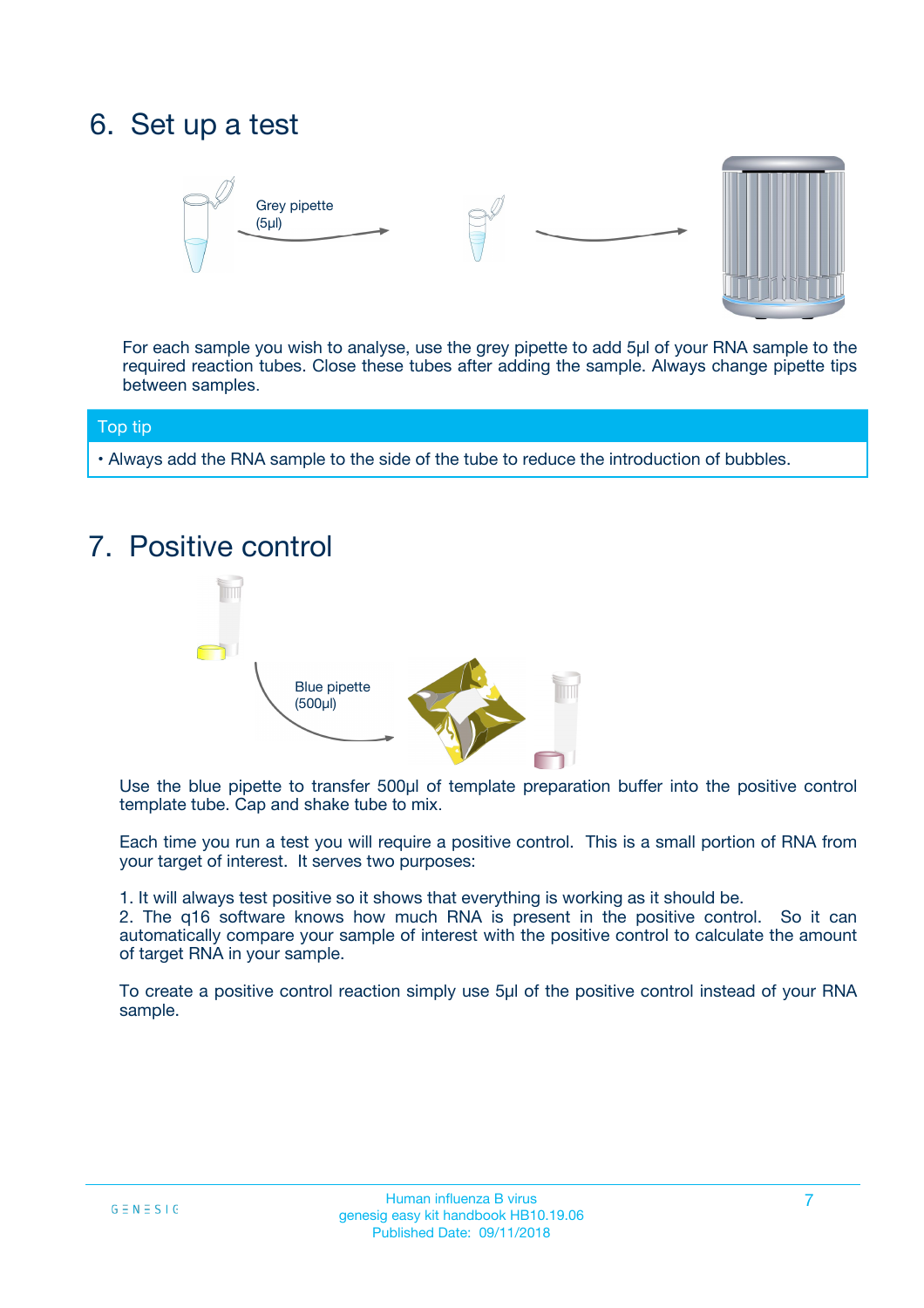## 6. Set up a test

Grey pipette (5µl)

For each sample you wish to analyse, use the grey pipette to add 5µl of your RNA sample to the required reaction tubes. Close these tubes after adding the sample. Always change pipette tips between samples.

**Top tip**

- Always add the RNA sample to the side of the tube to reduce the introduction of bubbles.

## 7. Positive control

Blue pipette (500µl)

Use the blue pipette to transfer 500µl of template preparation buffer into the positive control template tube. Cap and shake tube to mix.

Each time you run a test you will require a positive control. This is a small portion of RNA from your target of interest. It serves two purposes:

1. It will always test positive so it shows that everything is working as it should be.
2. The q16 software knows how much RNA is present in the positive control. So it can automatically compare your sample of interest with the positive control to calculate the amount of target RNA in your sample.

To create a positive control reaction simply use 5µl of the positive control instead of your RNA sample.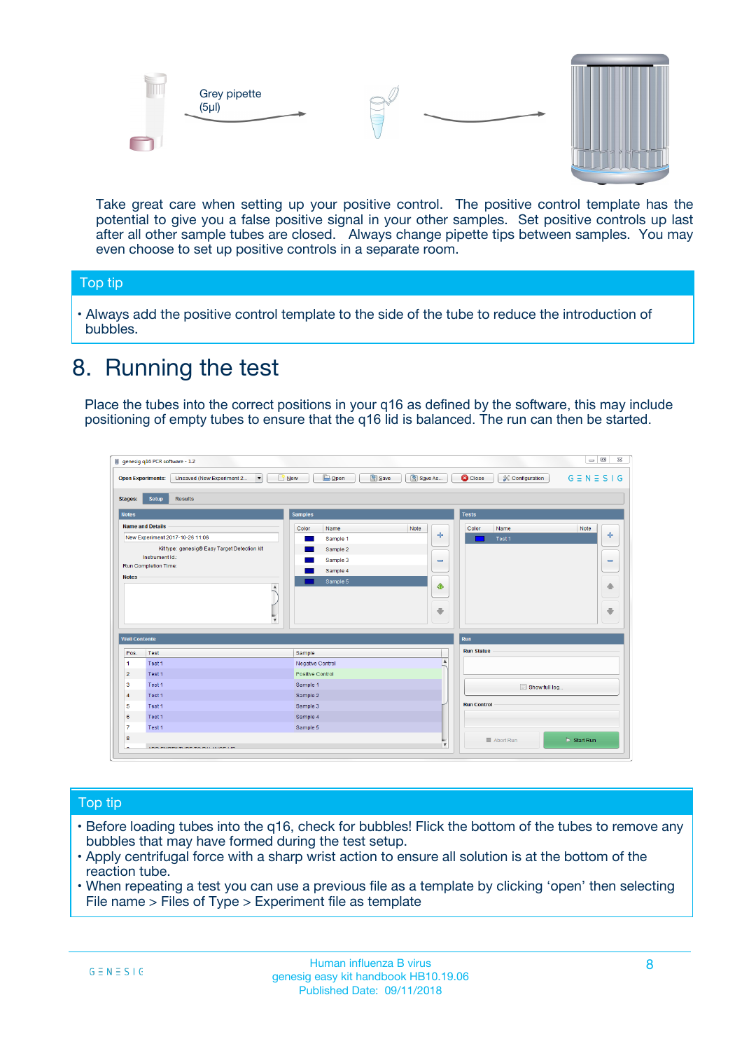Grey pipette (5µl)

Take great care when setting up your positive control. The positive control template has the potential to give you a false positive signal in your other samples. Set positive controls up last after all other sample tubes are closed. Always change pipette tips between samples. You may even choose to set up positive controls in a separate room.

**Top tip**

- Always add the positive control template to the side of the tube to reduce the introduction of bubbles.

# 8. Running the test

Place the tubes into the correct positions in your q16 as defined by the software, this may include positioning of empty tubes to ensure that the q16 lid is balanced. The run can then be started.

**Top tip**

- Before loading tubes into the q16, check for bubbles! Flick the bottom of the tubes to remove any bubbles that may have formed during the test setup.
- Apply centrifugal force with a sharp wrist action to ensure all solution is at the bottom of the reaction tube.
- When repeating a test you can use a previous file as a template by clicking 'open' then selecting File name > Files of Type > Experiment file as template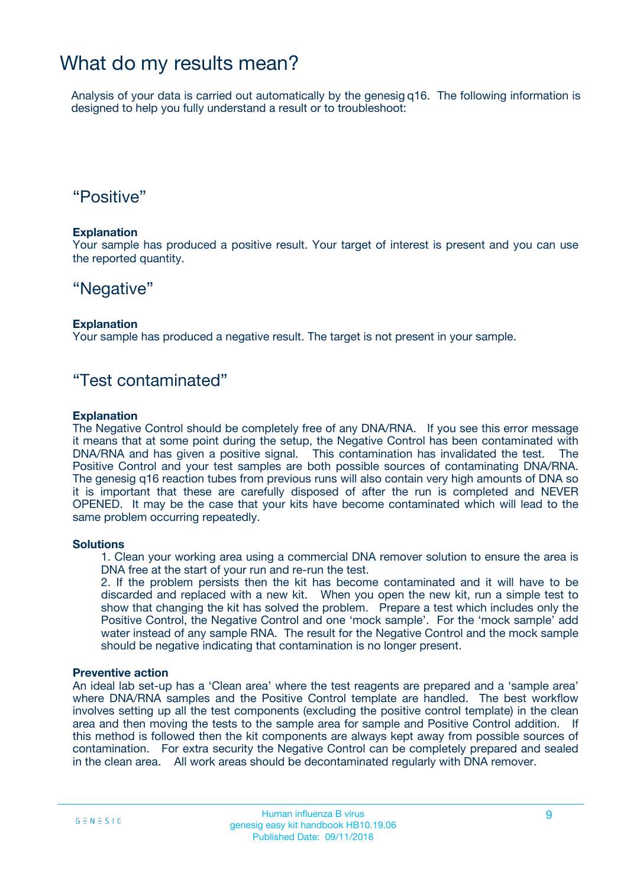# What do my results mean?

Analysis of your data is carried out automatically by the genesig q16. The following information is designed to help you fully understand a result or to troubleshoot:

## “Positive”

**Explanation**

Your sample has produced a positive result. Your target of interest is present and you can use the reported quantity.

## “Negative”

**Explanation**

Your sample has produced a negative result. The target is not present in your sample.

## “Test contaminated”

**Explanation**

The Negative Control should be completely free of any DNA/RNA. If you see this error message it means that at some point during the setup, the Negative Control has been contaminated with DNA/RNA and has given a positive signal. This contamination has invalidated the test. The Positive Control and your test samples are both possible sources of contaminating DNA/RNA. The genesig q16 reaction tubes from previous runs will also contain very high amounts of DNA so it is important that these are carefully disposed of after the run is completed and NEVER OPENED. It may be the case that your kits have become contaminated which will lead to the same problem occurring repeatedly.

**Solutions**

1. Clean your working area using a commercial DNA remover solution to ensure the area is DNA free at the start of your run and re-run the test.
2. If the problem persists then the kit has become contaminated and it will have to be discarded and replaced with a new kit. When you open the new kit, run a simple test to show that changing the kit has solved the problem. Prepare a test which includes only the Positive Control, the Negative Control and one ‘mock sample’. For the ‘mock sample’ add water instead of any sample RNA. The result for the Negative Control and the mock sample should be negative indicating that contamination is no longer present.

**Preventive action**

An ideal lab set-up has a ‘Clean area’ where the test reagents are prepared and a ‘sample area’ where DNA/RNA samples and the Positive Control template are handled. The best workflow involves setting up all the test components (excluding the positive control template) in the clean area and then moving the tests to the sample area for sample and Positive Control addition. If this method is followed then the kit components are always kept away from possible sources of contamination. For extra security the Negative Control can be completely prepared and sealed in the clean area. All work areas should be decontaminated regularly with DNA remover.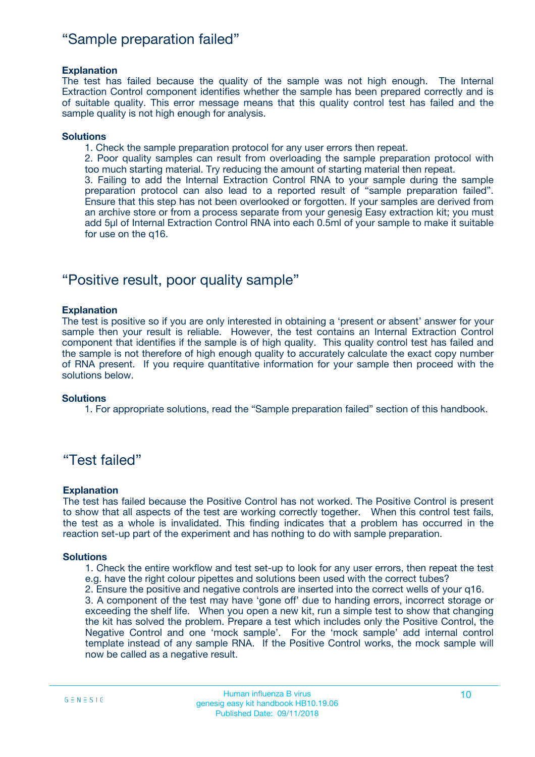## “Sample preparation failed”

**Explanation**

The test has failed because the quality of the sample was not high enough. The Internal Extraction Control component identifies whether the sample has been prepared correctly and is of suitable quality. This error message means that this quality control test has failed and the sample quality is not high enough for analysis.

**Solutions**

1. Check the sample preparation protocol for any user errors then repeat.
2. Poor quality samples can result from overloading the sample preparation protocol with too much starting material. Try reducing the amount of starting material then repeat.
3. Failing to add the Internal Extraction Control RNA to your sample during the sample preparation protocol can also lead to a reported result of “sample preparation failed”. Ensure that this step has not been overlooked or forgotten. If your samples are derived from an archive store or from a process separate from your genesig Easy extraction kit; you must add 5µl of Internal Extraction Control RNA into each 0.5ml of your sample to make it suitable for use on the q16.

## “Positive result, poor quality sample”

**Explanation**

The test is positive so if you are only interested in obtaining a ‘present or absent’ answer for your sample then your result is reliable. However, the test contains an Internal Extraction Control component that identifies if the sample is of high quality. This quality control test has failed and the sample is not therefore of high enough quality to accurately calculate the exact copy number of RNA present. If you require quantitative information for your sample then proceed with the solutions below.

**Solutions**

1. For appropriate solutions, read the “Sample preparation failed” section of this handbook.

## “Test failed”

**Explanation**

The test has failed because the Positive Control has not worked. The Positive Control is present to show that all aspects of the test are working correctly together. When this control test fails, the test as a whole is invalidated. This finding indicates that a problem has occurred in the reaction set-up part of the experiment and has nothing to do with sample preparation.

**Solutions**

1. Check the entire workflow and test set-up to look for any user errors, then repeat the test e.g. have the right colour pipettes and solutions been used with the correct tubes?
2. Ensure the positive and negative controls are inserted into the correct wells of your q16.
3. A component of the test may have ‘gone off’ due to handing errors, incorrect storage or exceeding the shelf life. When you open a new kit, run a simple test to show that changing the kit has solved the problem. Prepare a test which includes only the Positive Control, the Negative Control and one ‘mock sample’. For the ‘mock sample’ add internal control template instead of any sample RNA. If the Positive Control works, the mock sample will now be called as a negative result.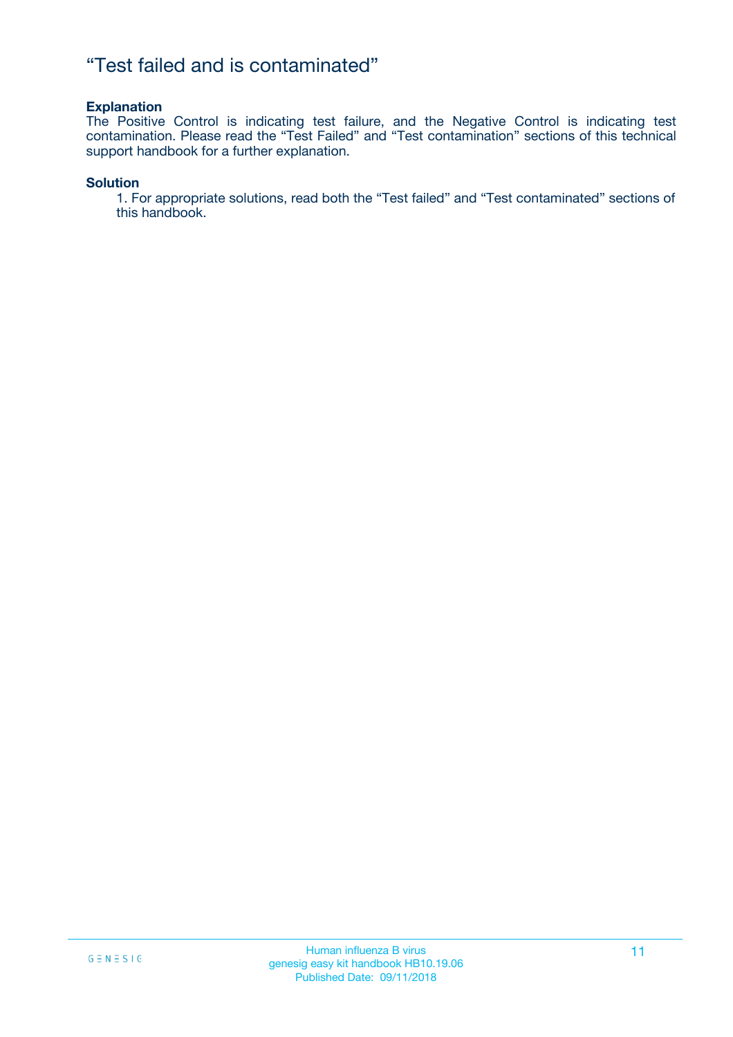# “Test failed and is contaminated”

**Explanation**

The Positive Control is indicating test failure, and the Negative Control is indicating test contamination. Please read the “Test Failed” and “Test contamination” sections of this technical support handbook for a further explanation.

**Solution**

1. For appropriate solutions, read both the “Test failed” and “Test contaminated” sections of this handbook.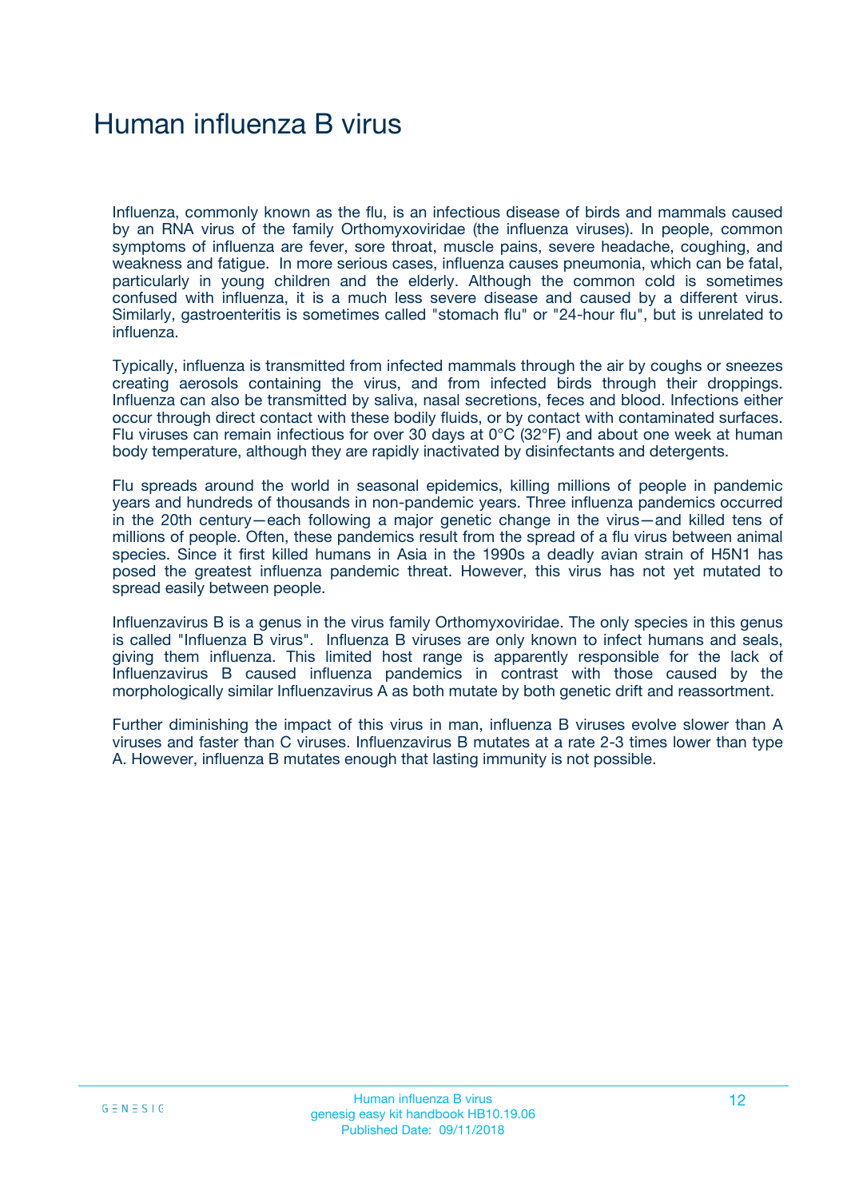# Human influenza B virus

Influenza, commonly known as the flu, is an infectious disease of birds and mammals caused by an RNA virus of the family Orthomyxoviridae (the influenza viruses). In people, common symptoms of influenza are fever, sore throat, muscle pains, severe headache, coughing, and weakness and fatigue. In more serious cases, influenza causes pneumonia, which can be fatal, particularly in young children and the elderly. Although the common cold is sometimes confused with influenza, it is a much less severe disease and caused by a different virus. Similarly, gastroenteritis is sometimes called "stomach flu" or "24-hour flu", but is unrelated to influenza.

Typically, influenza is transmitted from infected mammals through the air by coughs or sneezes creating aerosols containing the virus, and from infected birds through their droppings. Influenza can also be transmitted by saliva, nasal secretions, feces and blood. Infections either occur through direct contact with these bodily fluids, or by contact with contaminated surfaces. Flu viruses can remain infectious for over 30 days at 0°C (32°F) and about one week at human body temperature, although they are rapidly inactivated by disinfectants and detergents.

Flu spreads around the world in seasonal epidemics, killing millions of people in pandemic years and hundreds of thousands in non-pandemic years. Three influenza pandemics occurred in the 20th century—each following a major genetic change in the virus—and killed tens of millions of people. Often, these pandemics result from the spread of a flu virus between animal species. Since it first killed humans in Asia in the 1990s a deadly avian strain of H5N1 has posed the greatest influenza pandemic threat. However, this virus has not yet mutated to spread easily between people.

Influenzavirus B is a genus in the virus family Orthomyxoviridae. The only species in this genus is called "Influenza B virus". Influenza B viruses are only known to infect humans and seals, giving them influenza. This limited host range is apparently responsible for the lack of Influenzavirus B caused influenza pandemics in contrast with those caused by the morphologically similar Influenzavirus A as both mutate by both genetic drift and reassortment.

Further diminishing the impact of this virus in man, influenza B viruses evolve slower than A viruses and faster than C viruses. Influenzavirus B mutates at a rate 2-3 times lower than type A. However, influenza B mutates enough that lasting immunity is not possible.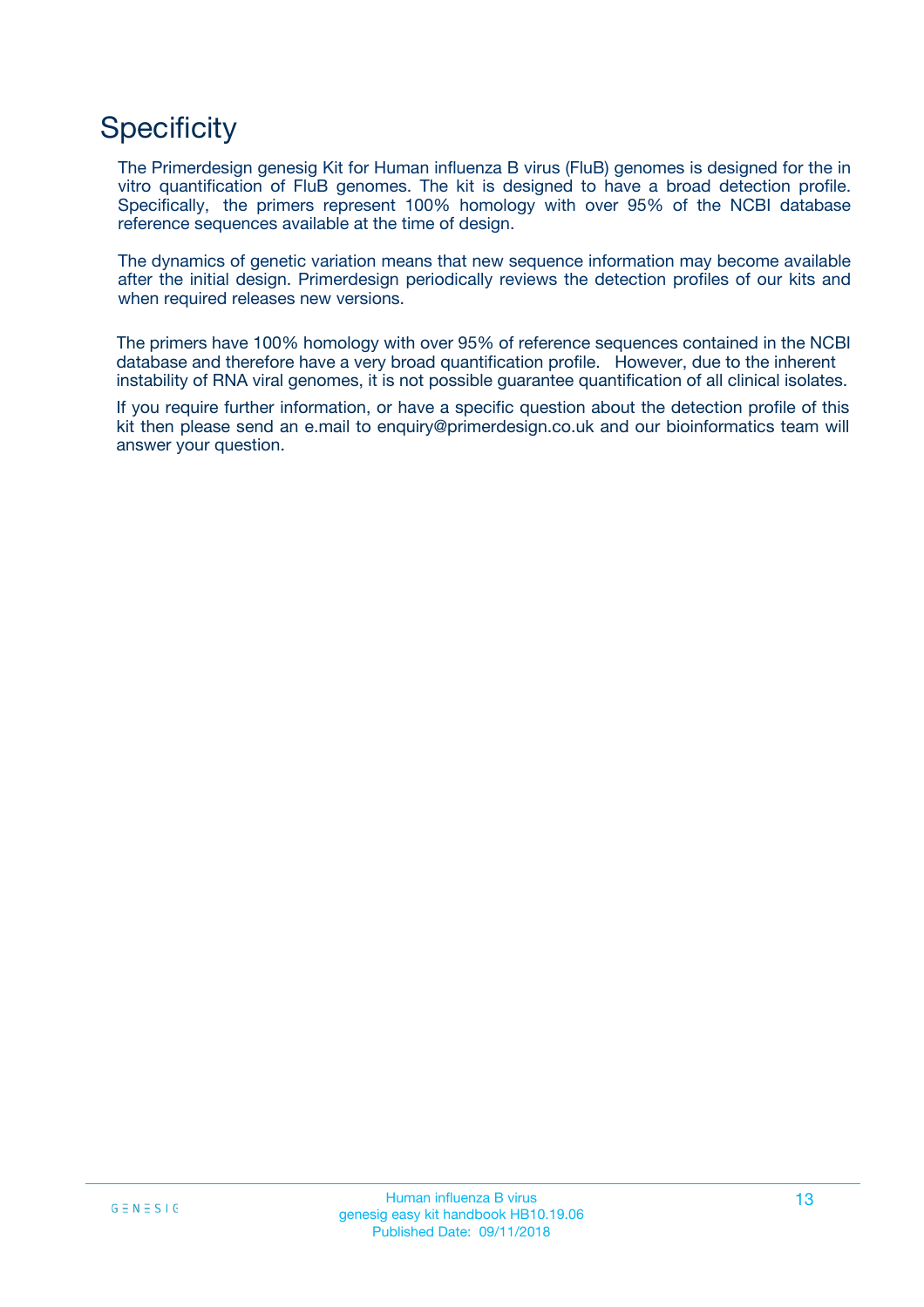# Specificity

The Primerdesign genesig Kit for Human influenza B virus (FluB) genomes is designed for the in vitro quantification of FluB genomes. The kit is designed to have a broad detection profile. Specifically, the primers represent 100% homology with over 95% of the NCBI database reference sequences available at the time of design.

The dynamics of genetic variation means that new sequence information may become available after the initial design. Primerdesign periodically reviews the detection profiles of our kits and when required releases new versions.

The primers have 100% homology with over 95% of reference sequences contained in the NCBI database and therefore have a very broad quantification profile. However, due to the inherent instability of RNA viral genomes, it is not possible guarantee quantification of all clinical isolates.

If you require further information, or have a specific question about the detection profile of this kit then please send an e.mail to enquiry@primerdesign.co.uk and our bioinformatics team will answer your question.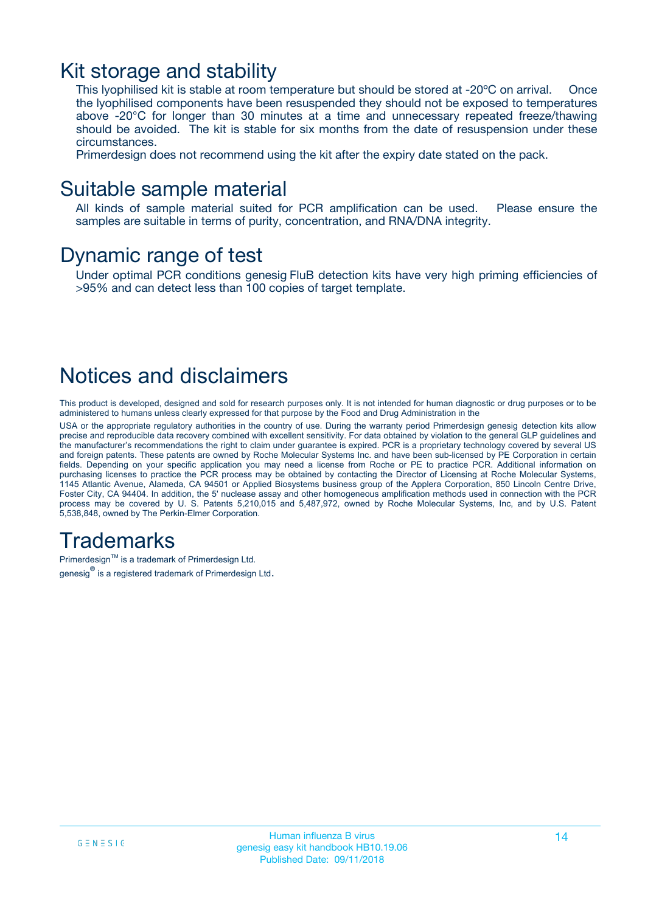## Kit storage and stability

This lyophilised kit is stable at room temperature but should be stored at -20ºC on arrival. Once the lyophilised components have been resuspended they should not be exposed to temperatures above -20°C for longer than 30 minutes at a time and unnecessary repeated freeze/thawing should be avoided. The kit is stable for six months from the date of resuspension under these circumstances.

Primerdesign does not recommend using the kit after the expiry date stated on the pack.

## Suitable sample material

All kinds of sample material suited for PCR amplification can be used. Please ensure the samples are suitable in terms of purity, concentration, and RNA/DNA integrity.

## Dynamic range of test

Under optimal PCR conditions genesig FluB detection kits have very high priming efficiencies of >95% and can detect less than 100 copies of target template.

# Notices and disclaimers

This product is developed, designed and sold for research purposes only. It is not intended for human diagnostic or drug purposes or to be administered to humans unless clearly expressed for that purpose by the Food and Drug Administration in the

USA or the appropriate regulatory authorities in the country of use. During the warranty period Primerdesign genesig detection kits allow precise and reproducible data recovery combined with excellent sensitivity. For data obtained by violation to the general GLP guidelines and the manufacturer's recommendations the right to claim under guarantee is expired. PCR is a proprietary technology covered by several US and foreign patents. These patents are owned by Roche Molecular Systems Inc. and have been sub-licensed by PE Corporation in certain fields. Depending on your specific application you may need a license from Roche or PE to practice PCR. Additional information on purchasing licenses to practice the PCR process may be obtained by contacting the Director of Licensing at Roche Molecular Systems, 1145 Atlantic Avenue, Alameda, CA 94501 or Applied Biosystems business group of the Applera Corporation, 850 Lincoln Centre Drive, Foster City, CA 94404. In addition, the 5' nuclease assay and other homogeneous amplification methods used in connection with the PCR process may be covered by U. S. Patents 5,210,015 and 5,487,972, owned by Roche Molecular Systems, Inc, and by U.S. Patent 5,538,848, owned by The Perkin-Elmer Corporation.

# Trademarks

Primerdesign™ is a trademark of Primerdesign Ltd.

genesig® is a registered trademark of Primerdesign Ltd.